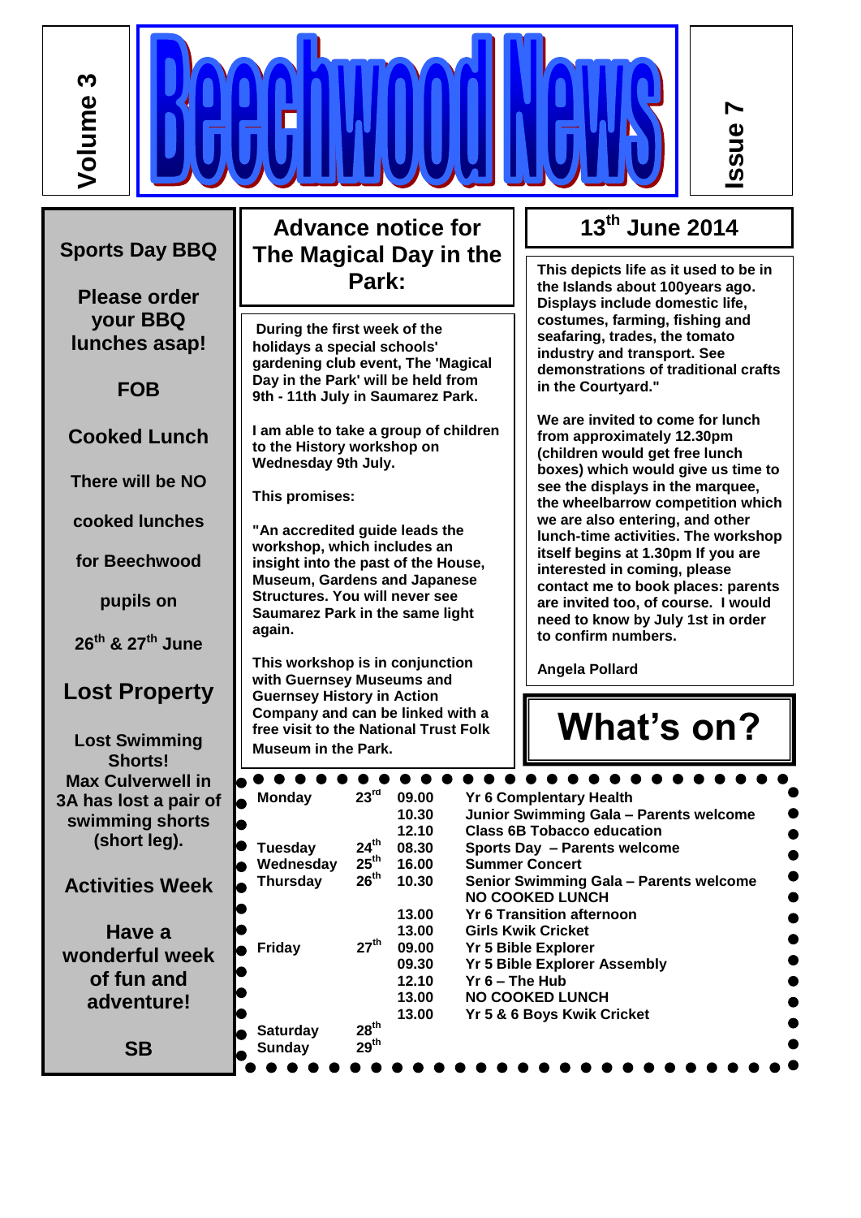# Beechwood News

**Volume 3** | **Issue 7**

## 13th June 2014

## Sports Day BBQ

**Please order your BBQ lunches asap!**

**FOB**

## Cooked Lunch

**There will be NO cooked lunches for Beechwood pupils on 26th & 27th June**

## Lost Property

**Lost Swimming Shorts!**
**Max Culverwell in 3A has lost a pair of swimming shorts (short leg).**

## Activities Week

**Have a wonderful week of fun and adventure!**

**SB**

## Advance notice for The Magical Day in the Park:

**During the first week of the holidays a special schools' gardening club event, The 'Magical Day in the Park' will be held from 9th - 11th July in Saumarez Park.**

**I am able to take a group of children to the History workshop on Wednesday 9th July.**

**This promises:**

**"An accredited guide leads the workshop, which includes an insight into the past of the House, Museum, Gardens and Japanese Structures. You will never see Saumarez Park in the same light again.**

**This workshop is in conjunction with Guernsey Museums and Guernsey History in Action Company and can be linked with a free visit to the National Trust Folk Museum in the Park.**

**This depicts life as it used to be in the Islands about 100years ago. Displays include domestic life, costumes, farming, fishing and seafaring, trades, the tomato industry and transport. See demonstrations of traditional crafts in the Courtyard."**

**We are invited to come for lunch from approximately 12.30pm (children would get free lunch boxes) which would give us time to see the displays in the marquee, the wheelbarrow competition which we are also entering, and other lunch-time activities. The workshop itself begins at 1.30pm If you are interested in coming, please contact me to book places: parents are invited too, of course. I would need to know by July 1st in order to confirm numbers.**

**Angela Pollard**

## What's on?

| Day | Date | Time | Event |
|---|---|---|---|
| Monday | 23rd | 09.00 | Yr 6 Complentary Health |
| | | 10.30 | Junior Swimming Gala – Parents welcome |
| | | 12.10 | Class 6B Tobacco education |
| Tuesday | 24th | 08.30 | Sports Day – Parents welcome |
| Wednesday | 25th | 16.00 | Summer Concert |
| Thursday | 26th | 10.30 | Senior Swimming Gala – Parents welcome |
| | | | NO COOKED LUNCH |
| | | 13.00 | Yr 6 Transition afternoon |
| | | 13.00 | Girls Kwik Cricket |
| Friday | 27th | 09.00 | Yr 5 Bible Explorer |
| | | 09.30 | Yr 5 Bible Explorer Assembly |
| | | 12.10 | Yr 6 – The Hub |
| | | 13.00 | NO COOKED LUNCH |
| | | 13.00 | Yr 5 & 6 Boys Kwik Cricket |
| Saturday | 28th | | |
| Sunday | 29th | | |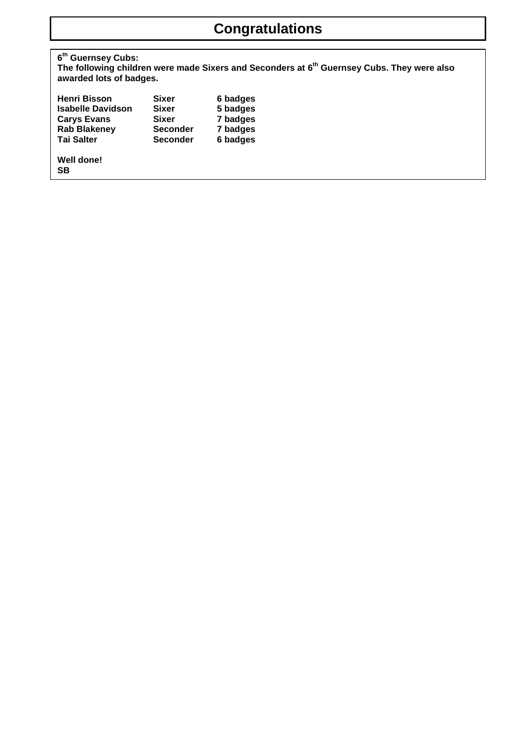# Congratulations

**6th Guernsey Cubs:**
**The following children were made Sixers and Seconders at 6th Guernsey Cubs. They were also awarded lots of badges.**

| | | |
|---|---|---|
| **Henri Bisson** | **Sixer** | **6 badges** |
| **Isabelle Davidson** | **Sixer** | **5 badges** |
| **Carys Evans** | **Sixer** | **7 badges** |
| **Rab Blakeney** | **Seconder** | **7 badges** |
| **Tai Salter** | **Seconder** | **6 badges** |

**Well done!**
**SB**